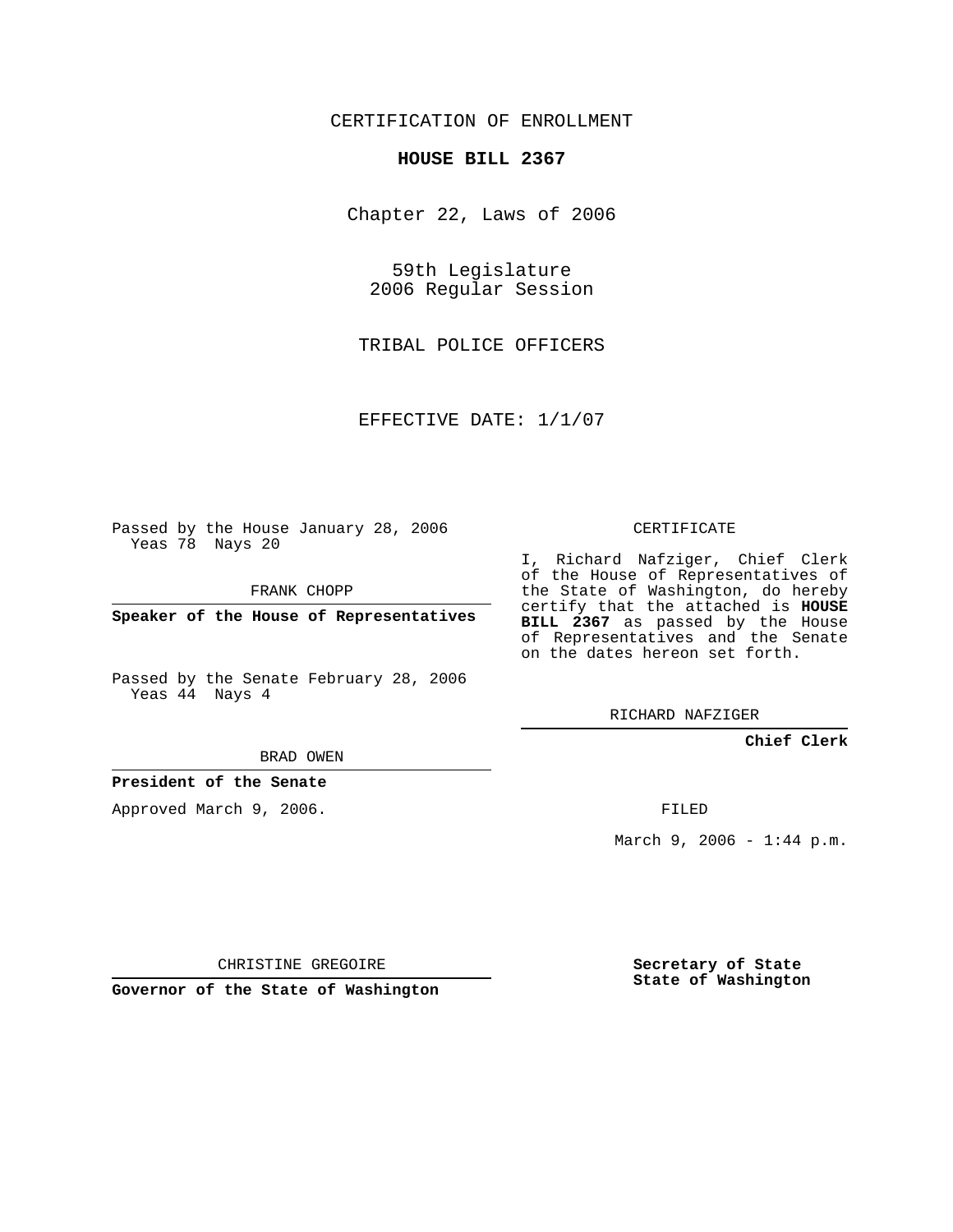CERTIFICATION OF ENROLLMENT

# HOUSE BILL 2367

Chapter 22, Laws of 2006

59th Legislature
2006 Regular Session

TRIBAL POLICE OFFICERS

EFFECTIVE DATE: 1/1/07

Passed by the House January 28, 2006
Yeas 78 Nays 20

FRANK CHOPP

**Speaker of the House of Representatives**

Passed by the Senate February 28, 2006
Yeas 44 Nays 4

BRAD OWEN

**President of the Senate**

Approved March 9, 2006.

CHRISTINE GREGOIRE

**Governor of the State of Washington**

CERTIFICATE

I, Richard Nafziger, Chief Clerk of the House of Representatives of the State of Washington, do hereby certify that the attached is **HOUSE BILL 2367** as passed by the House of Representatives and the Senate on the dates hereon set forth.

RICHARD NAFZIGER

**Chief Clerk**

FILED

March 9, 2006 - 1:44 p.m.

**Secretary of State**
**State of Washington**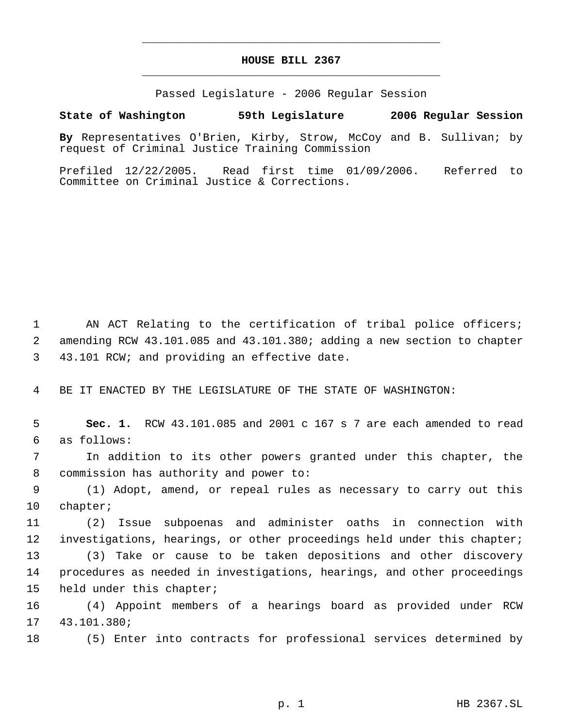# HOUSE BILL 2367

Passed Legislature - 2006 Regular Session

**State of Washington 59th Legislature 2006 Regular Session**

**By** Representatives O'Brien, Kirby, Strow, McCoy and B. Sullivan; by request of Criminal Justice Training Commission

Prefiled 12/22/2005. Read first time 01/09/2006. Referred to Committee on Criminal Justice & Corrections.

AN ACT Relating to the certification of tribal police officers; amending RCW 43.101.085 and 43.101.380; adding a new section to chapter 43.101 RCW; and providing an effective date.

BE IT ENACTED BY THE LEGISLATURE OF THE STATE OF WASHINGTON:

**Sec. 1.** RCW 43.101.085 and 2001 c 167 s 7 are each amended to read as follows:

In addition to its other powers granted under this chapter, the commission has authority and power to:

(1) Adopt, amend, or repeal rules as necessary to carry out this chapter;

(2) Issue subpoenas and administer oaths in connection with investigations, hearings, or other proceedings held under this chapter;

(3) Take or cause to be taken depositions and other discovery procedures as needed in investigations, hearings, and other proceedings held under this chapter;

(4) Appoint members of a hearings board as provided under RCW 43.101.380;

(5) Enter into contracts for professional services determined by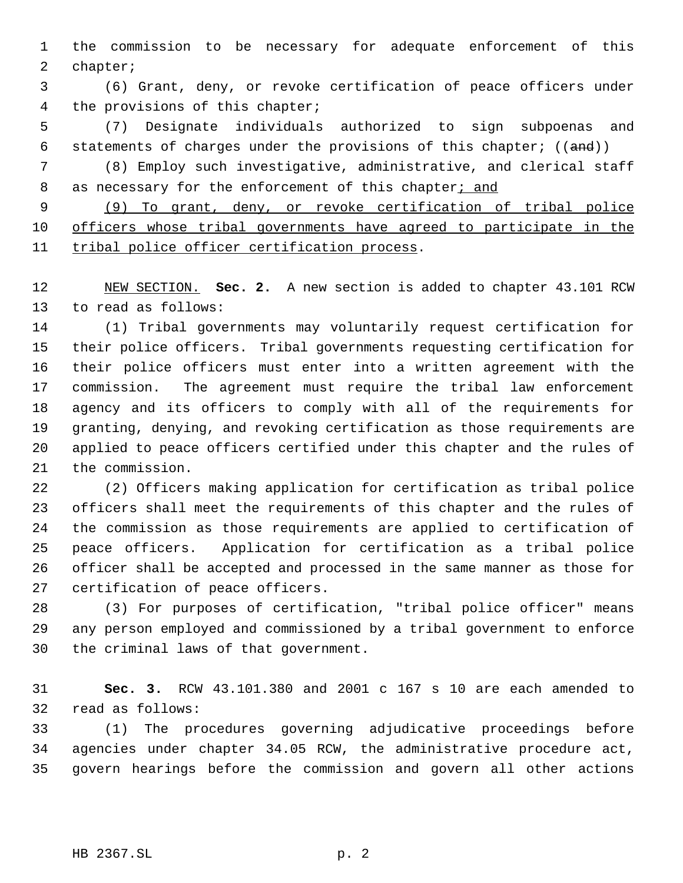the commission to be necessary for adequate enforcement of this chapter;

(6) Grant, deny, or revoke certification of peace officers under the provisions of this chapter;

(7) Designate individuals authorized to sign subpoenas and statements of charges under the provisions of this chapter; ((~~and~~))

(8) Employ such investigative, administrative, and clerical staff as necessary for the enforcement of this chapter<u>; and</u>

<u>(9) To grant, deny, or revoke certification of tribal police officers whose tribal governments have agreed to participate in the tribal police officer certification process</u>.

<u>NEW SECTION.</u> **Sec. 2.** A new section is added to chapter 43.101 RCW to read as follows:

(1) Tribal governments may voluntarily request certification for their police officers. Tribal governments requesting certification for their police officers must enter into a written agreement with the commission. The agreement must require the tribal law enforcement agency and its officers to comply with all of the requirements for granting, denying, and revoking certification as those requirements are applied to peace officers certified under this chapter and the rules of the commission.

(2) Officers making application for certification as tribal police officers shall meet the requirements of this chapter and the rules of the commission as those requirements are applied to certification of peace officers. Application for certification as a tribal police officer shall be accepted and processed in the same manner as those for certification of peace officers.

(3) For purposes of certification, "tribal police officer" means any person employed and commissioned by a tribal government to enforce the criminal laws of that government.

**Sec. 3.** RCW 43.101.380 and 2001 c 167 s 10 are each amended to read as follows:

(1) The procedures governing adjudicative proceedings before agencies under chapter 34.05 RCW, the administrative procedure act, govern hearings before the commission and govern all other actions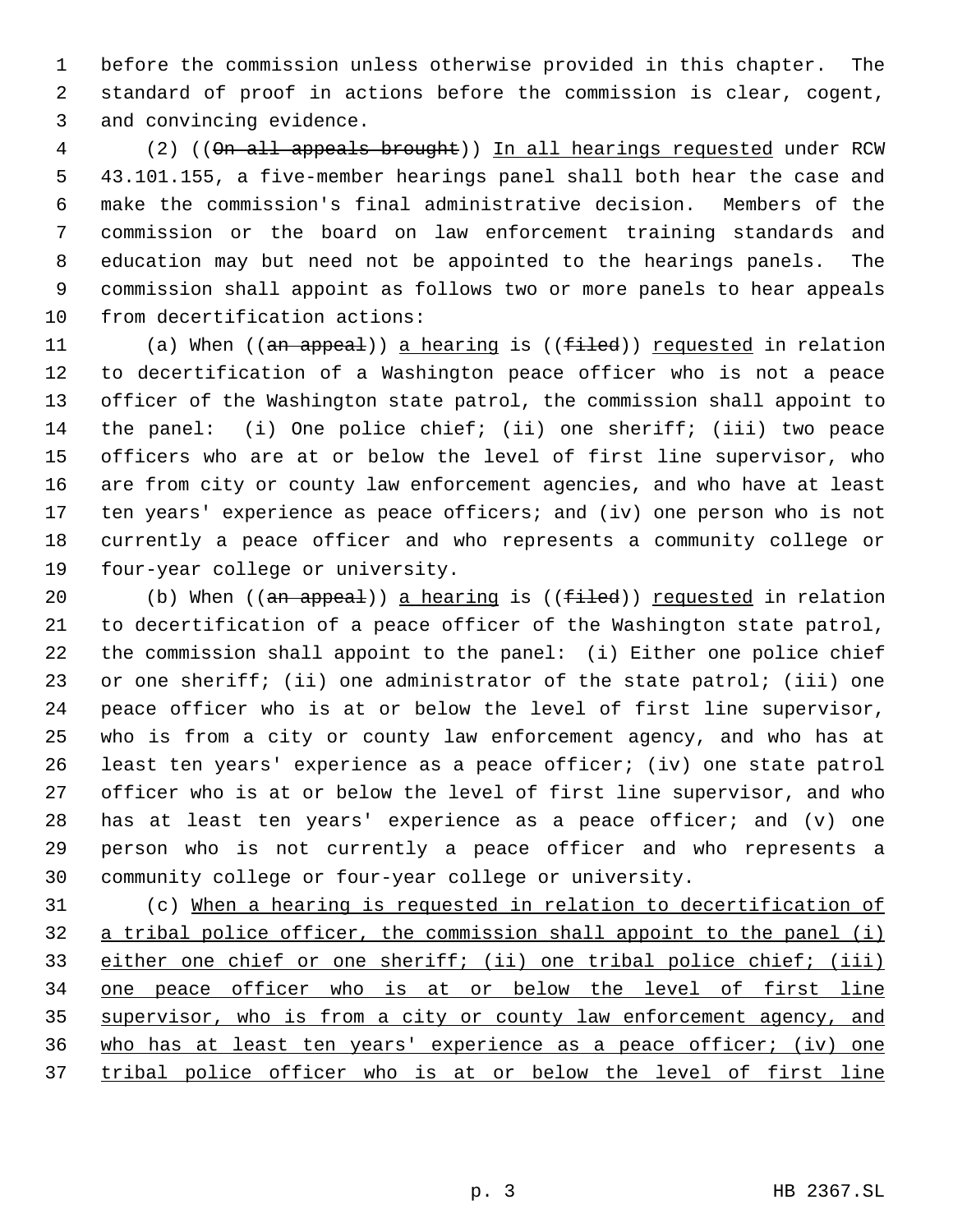before the commission unless otherwise provided in this chapter. The standard of proof in actions before the commission is clear, cogent, and convincing evidence.

(2) ((~~On all appeals brought~~)) <u>In all hearings requested</u> under RCW 43.101.155, a five-member hearings panel shall both hear the case and make the commission's final administrative decision. Members of the commission or the board on law enforcement training standards and education may but need not be appointed to the hearings panels. The commission shall appoint as follows two or more panels to hear appeals from decertification actions:

(a) When ((~~an appeal~~)) <u>a hearing</u> is ((~~filed~~)) <u>requested</u> in relation to decertification of a Washington peace officer who is not a peace officer of the Washington state patrol, the commission shall appoint to the panel: (i) One police chief; (ii) one sheriff; (iii) two peace officers who are at or below the level of first line supervisor, who are from city or county law enforcement agencies, and who have at least ten years' experience as peace officers; and (iv) one person who is not currently a peace officer and who represents a community college or four-year college or university.

(b) When ((~~an appeal~~)) <u>a hearing</u> is ((~~filed~~)) <u>requested</u> in relation to decertification of a peace officer of the Washington state patrol, the commission shall appoint to the panel: (i) Either one police chief or one sheriff; (ii) one administrator of the state patrol; (iii) one peace officer who is at or below the level of first line supervisor, who is from a city or county law enforcement agency, and who has at least ten years' experience as a peace officer; (iv) one state patrol officer who is at or below the level of first line supervisor, and who has at least ten years' experience as a peace officer; and (v) one person who is not currently a peace officer and who represents a community college or four-year college or university.

(c) <u>When a hearing is requested in relation to decertification of a tribal police officer, the commission shall appoint to the panel (i) either one chief or one sheriff; (ii) one tribal police chief; (iii) one peace officer who is at or below the level of first line supervisor, who is from a city or county law enforcement agency, and who has at least ten years' experience as a peace officer; (iv) one tribal police officer who is at or below the level of first line</u>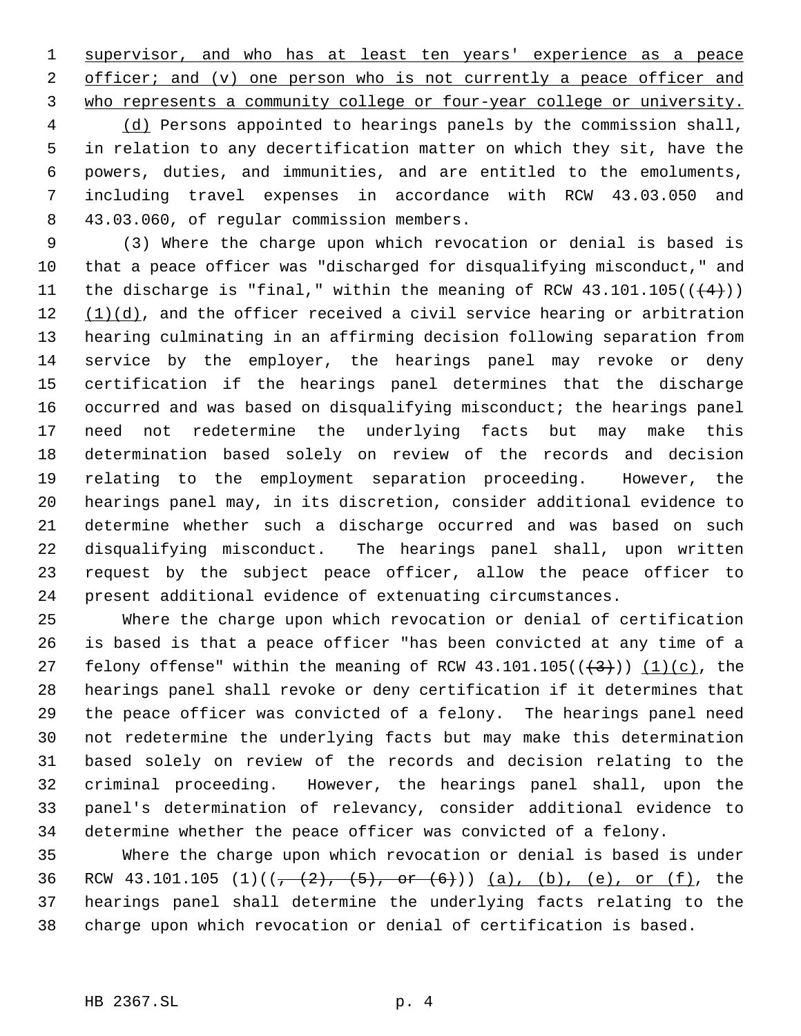supervisor, and who has at least ten years' experience as a peace officer; and (v) one person who is not currently a peace officer and who represents a community college or four-year college or university.

(d) Persons appointed to hearings panels by the commission shall, in relation to any decertification matter on which they sit, have the powers, duties, and immunities, and are entitled to the emoluments, including travel expenses in accordance with RCW 43.03.050 and 43.03.060, of regular commission members.

(3) Where the charge upon which revocation or denial is based is that a peace officer was "discharged for disqualifying misconduct," and the discharge is "final," within the meaning of RCW 43.101.105(((4))) (1)(d), and the officer received a civil service hearing or arbitration hearing culminating in an affirming decision following separation from service by the employer, the hearings panel may revoke or deny certification if the hearings panel determines that the discharge occurred and was based on disqualifying misconduct; the hearings panel need not redetermine the underlying facts but may make this determination based solely on review of the records and decision relating to the employment separation proceeding. However, the hearings panel may, in its discretion, consider additional evidence to determine whether such a discharge occurred and was based on such disqualifying misconduct. The hearings panel shall, upon written request by the subject peace officer, allow the peace officer to present additional evidence of extenuating circumstances.

Where the charge upon which revocation or denial of certification is based is that a peace officer "has been convicted at any time of a felony offense" within the meaning of RCW 43.101.105(((3))) (1)(c), the hearings panel shall revoke or deny certification if it determines that the peace officer was convicted of a felony. The hearings panel need not redetermine the underlying facts but may make this determination based solely on review of the records and decision relating to the criminal proceeding. However, the hearings panel shall, upon the panel's determination of relevancy, consider additional evidence to determine whether the peace officer was convicted of a felony.

Where the charge upon which revocation or denial is based is under RCW 43.101.105 (1)((, (2), (5), or (6))) (a), (b), (e), or (f), the hearings panel shall determine the underlying facts relating to the charge upon which revocation or denial of certification is based.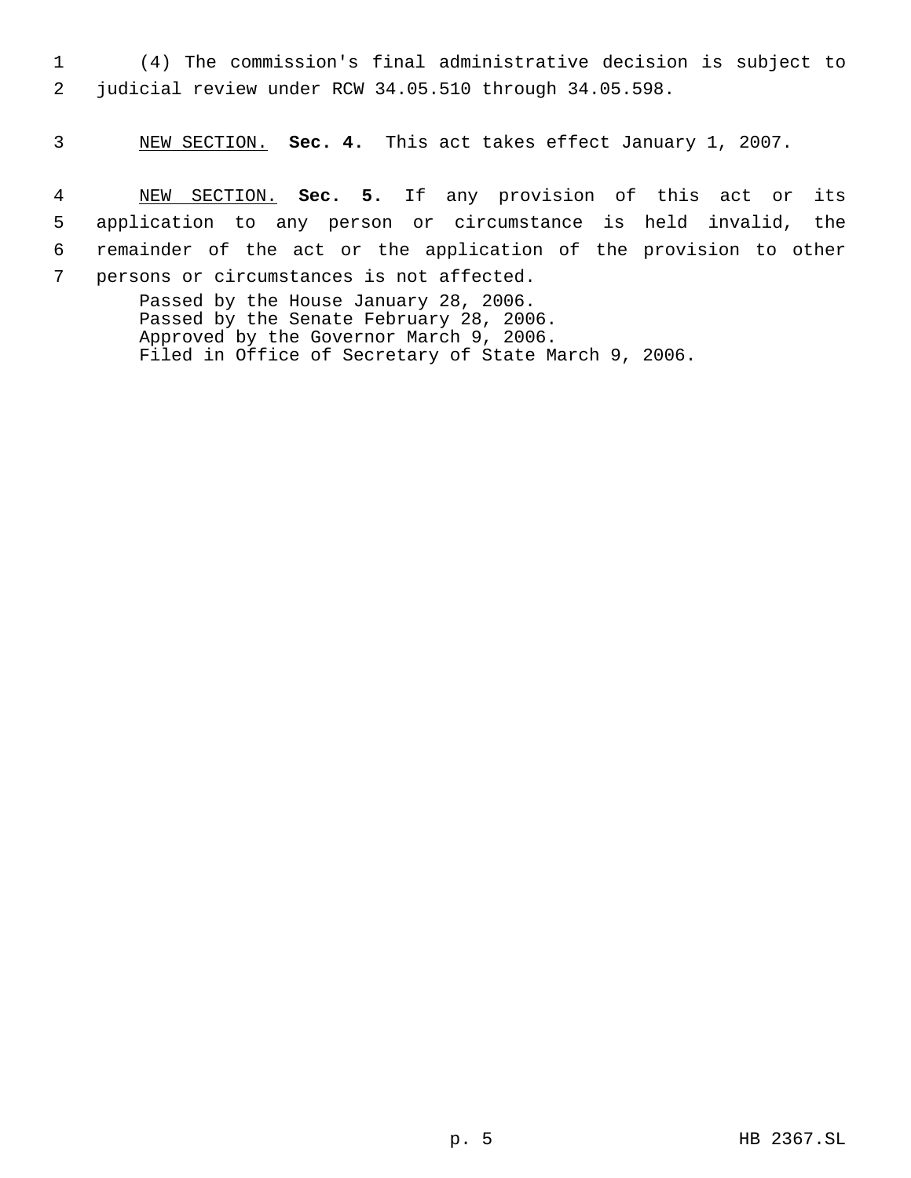(4) The commission's final administrative decision is subject to judicial review under RCW 34.05.510 through 34.05.598.

NEW SECTION. **Sec. 4.** This act takes effect January 1, 2007.

NEW SECTION. **Sec. 5.** If any provision of this act or its application to any person or circumstance is held invalid, the remainder of the act or the application of the provision to other persons or circumstances is not affected.

Passed by the House January 28, 2006.
Passed by the Senate February 28, 2006.
Approved by the Governor March 9, 2006.
Filed in Office of Secretary of State March 9, 2006.